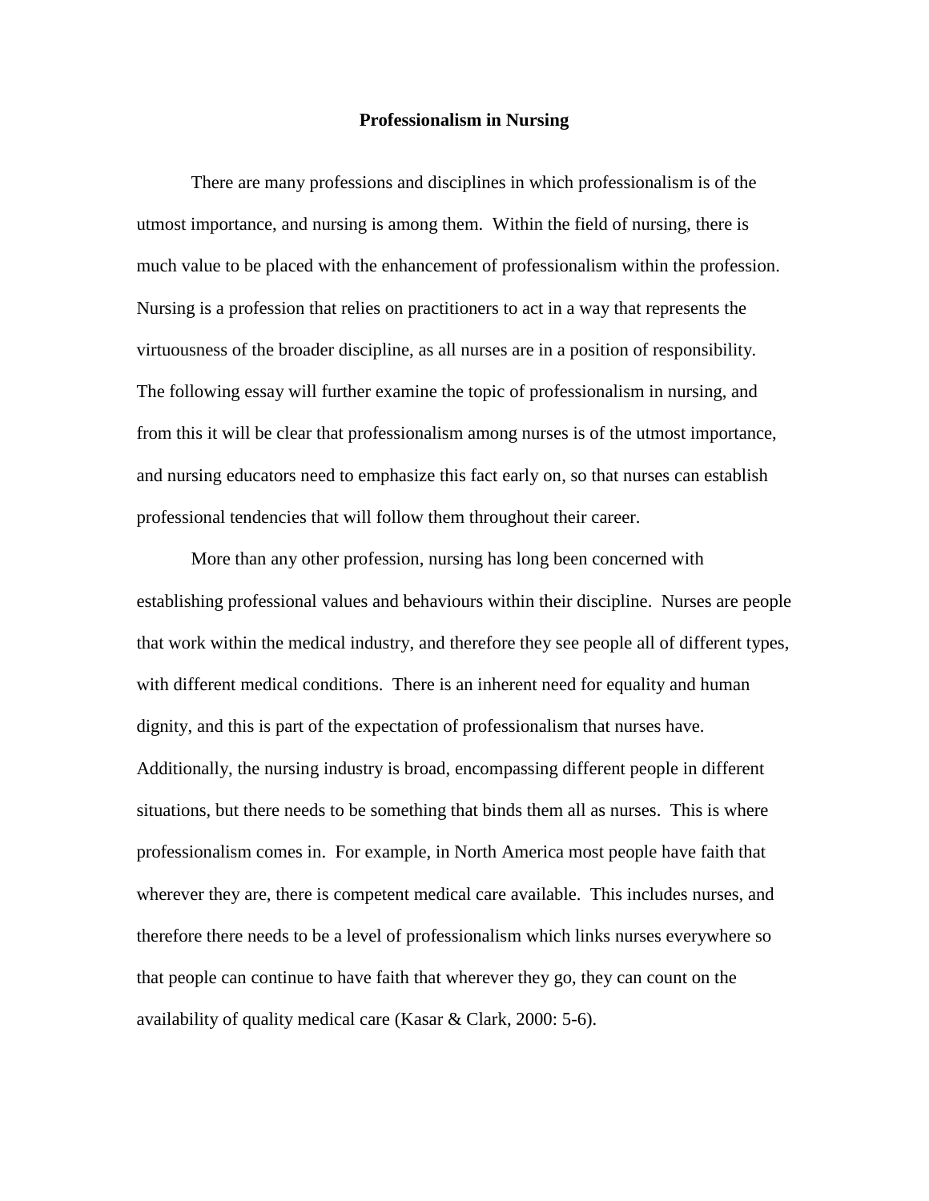# Professionalism in Nursing

There are many professions and disciplines in which professionalism is of the utmost importance, and nursing is among them. Within the field of nursing, there is much value to be placed with the enhancement of professionalism within the profession. Nursing is a profession that relies on practitioners to act in a way that represents the virtuousness of the broader discipline, as all nurses are in a position of responsibility. The following essay will further examine the topic of professionalism in nursing, and from this it will be clear that professionalism among nurses is of the utmost importance, and nursing educators need to emphasize this fact early on, so that nurses can establish professional tendencies that will follow them throughout their career.

More than any other profession, nursing has long been concerned with establishing professional values and behaviours within their discipline. Nurses are people that work within the medical industry, and therefore they see people all of different types, with different medical conditions. There is an inherent need for equality and human dignity, and this is part of the expectation of professionalism that nurses have. Additionally, the nursing industry is broad, encompassing different people in different situations, but there needs to be something that binds them all as nurses. This is where professionalism comes in. For example, in North America most people have faith that wherever they are, there is competent medical care available. This includes nurses, and therefore there needs to be a level of professionalism which links nurses everywhere so that people can continue to have faith that wherever they go, they can count on the availability of quality medical care (Kasar & Clark, 2000: 5-6).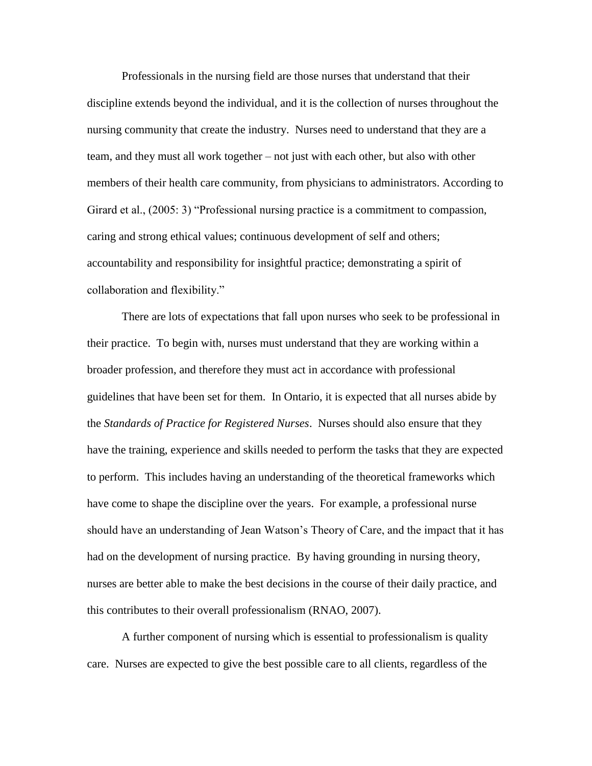Professionals in the nursing field are those nurses that understand that their discipline extends beyond the individual, and it is the collection of nurses throughout the nursing community that create the industry. Nurses need to understand that they are a team, and they must all work together – not just with each other, but also with other members of their health care community, from physicians to administrators. According to Girard et al., (2005: 3) "Professional nursing practice is a commitment to compassion, caring and strong ethical values; continuous development of self and others; accountability and responsibility for insightful practice; demonstrating a spirit of collaboration and flexibility."

There are lots of expectations that fall upon nurses who seek to be professional in their practice. To begin with, nurses must understand that they are working within a broader profession, and therefore they must act in accordance with professional guidelines that have been set for them. In Ontario, it is expected that all nurses abide by the *Standards of Practice for Registered Nurses*. Nurses should also ensure that they have the training, experience and skills needed to perform the tasks that they are expected to perform. This includes having an understanding of the theoretical frameworks which have come to shape the discipline over the years. For example, a professional nurse should have an understanding of Jean Watson's Theory of Care, and the impact that it has had on the development of nursing practice. By having grounding in nursing theory, nurses are better able to make the best decisions in the course of their daily practice, and this contributes to their overall professionalism (RNAO, 2007).

A further component of nursing which is essential to professionalism is quality care. Nurses are expected to give the best possible care to all clients, regardless of the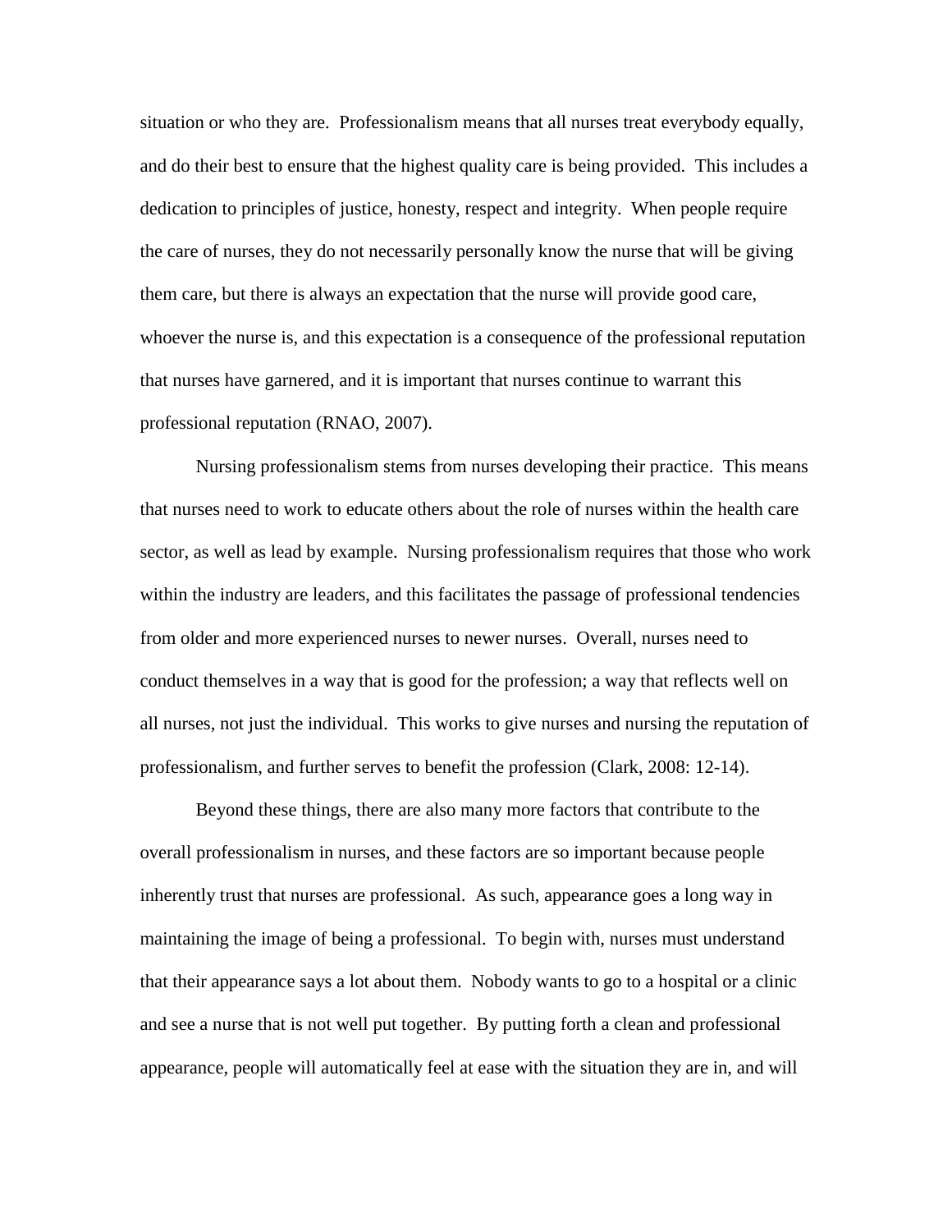situation or who they are. Professionalism means that all nurses treat everybody equally, and do their best to ensure that the highest quality care is being provided. This includes a dedication to principles of justice, honesty, respect and integrity. When people require the care of nurses, they do not necessarily personally know the nurse that will be giving them care, but there is always an expectation that the nurse will provide good care, whoever the nurse is, and this expectation is a consequence of the professional reputation that nurses have garnered, and it is important that nurses continue to warrant this professional reputation (RNAO, 2007).

Nursing professionalism stems from nurses developing their practice. This means that nurses need to work to educate others about the role of nurses within the health care sector, as well as lead by example. Nursing professionalism requires that those who work within the industry are leaders, and this facilitates the passage of professional tendencies from older and more experienced nurses to newer nurses. Overall, nurses need to conduct themselves in a way that is good for the profession; a way that reflects well on all nurses, not just the individual. This works to give nurses and nursing the reputation of professionalism, and further serves to benefit the profession (Clark, 2008: 12-14).

Beyond these things, there are also many more factors that contribute to the overall professionalism in nurses, and these factors are so important because people inherently trust that nurses are professional. As such, appearance goes a long way in maintaining the image of being a professional. To begin with, nurses must understand that their appearance says a lot about them. Nobody wants to go to a hospital or a clinic and see a nurse that is not well put together. By putting forth a clean and professional appearance, people will automatically feel at ease with the situation they are in, and will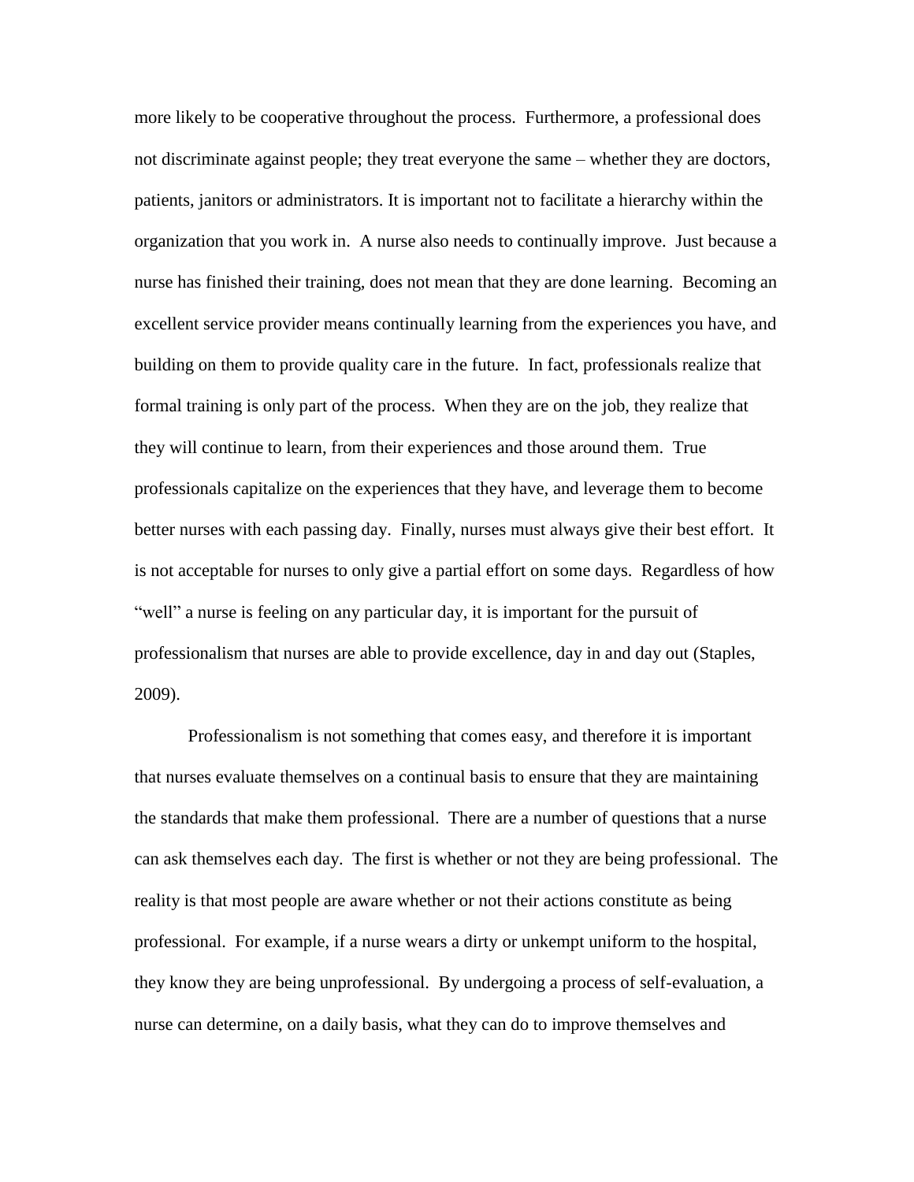more likely to be cooperative throughout the process. Furthermore, a professional does not discriminate against people; they treat everyone the same – whether they are doctors, patients, janitors or administrators. It is important not to facilitate a hierarchy within the organization that you work in. A nurse also needs to continually improve. Just because a nurse has finished their training, does not mean that they are done learning. Becoming an excellent service provider means continually learning from the experiences you have, and building on them to provide quality care in the future. In fact, professionals realize that formal training is only part of the process. When they are on the job, they realize that they will continue to learn, from their experiences and those around them. True professionals capitalize on the experiences that they have, and leverage them to become better nurses with each passing day. Finally, nurses must always give their best effort. It is not acceptable for nurses to only give a partial effort on some days. Regardless of how "well" a nurse is feeling on any particular day, it is important for the pursuit of professionalism that nurses are able to provide excellence, day in and day out (Staples, 2009).

Professionalism is not something that comes easy, and therefore it is important that nurses evaluate themselves on a continual basis to ensure that they are maintaining the standards that make them professional. There are a number of questions that a nurse can ask themselves each day. The first is whether or not they are being professional. The reality is that most people are aware whether or not their actions constitute as being professional. For example, if a nurse wears a dirty or unkempt uniform to the hospital, they know they are being unprofessional. By undergoing a process of self-evaluation, a nurse can determine, on a daily basis, what they can do to improve themselves and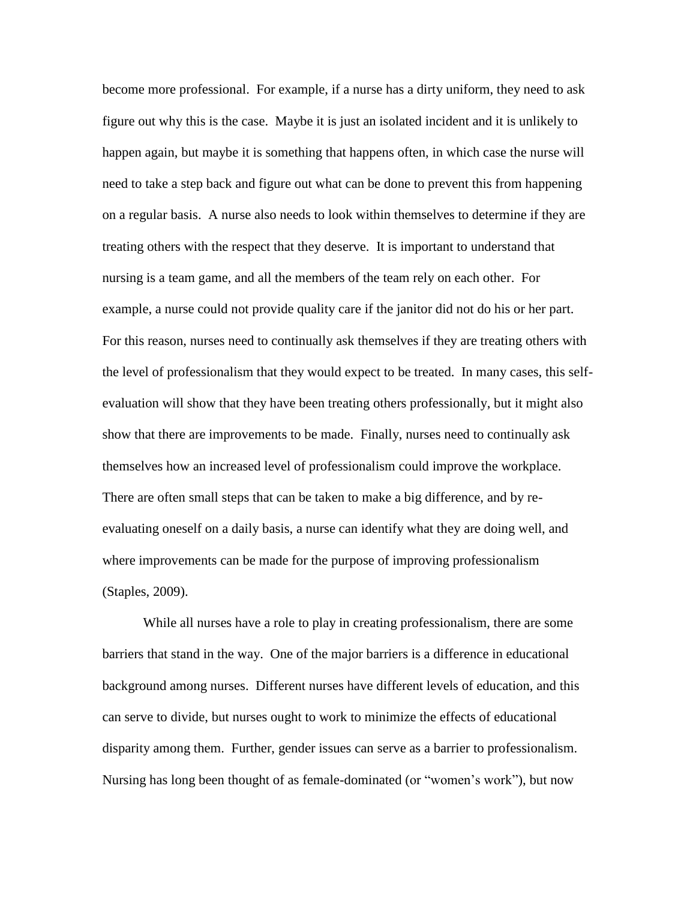become more professional. For example, if a nurse has a dirty uniform, they need to ask figure out why this is the case. Maybe it is just an isolated incident and it is unlikely to happen again, but maybe it is something that happens often, in which case the nurse will need to take a step back and figure out what can be done to prevent this from happening on a regular basis. A nurse also needs to look within themselves to determine if they are treating others with the respect that they deserve. It is important to understand that nursing is a team game, and all the members of the team rely on each other. For example, a nurse could not provide quality care if the janitor did not do his or her part. For this reason, nurses need to continually ask themselves if they are treating others with the level of professionalism that they would expect to be treated. In many cases, this self-evaluation will show that they have been treating others professionally, but it might also show that there are improvements to be made. Finally, nurses need to continually ask themselves how an increased level of professionalism could improve the workplace. There are often small steps that can be taken to make a big difference, and by re-evaluating oneself on a daily basis, a nurse can identify what they are doing well, and where improvements can be made for the purpose of improving professionalism (Staples, 2009).

While all nurses have a role to play in creating professionalism, there are some barriers that stand in the way. One of the major barriers is a difference in educational background among nurses. Different nurses have different levels of education, and this can serve to divide, but nurses ought to work to minimize the effects of educational disparity among them. Further, gender issues can serve as a barrier to professionalism. Nursing has long been thought of as female-dominated (or "women's work"), but now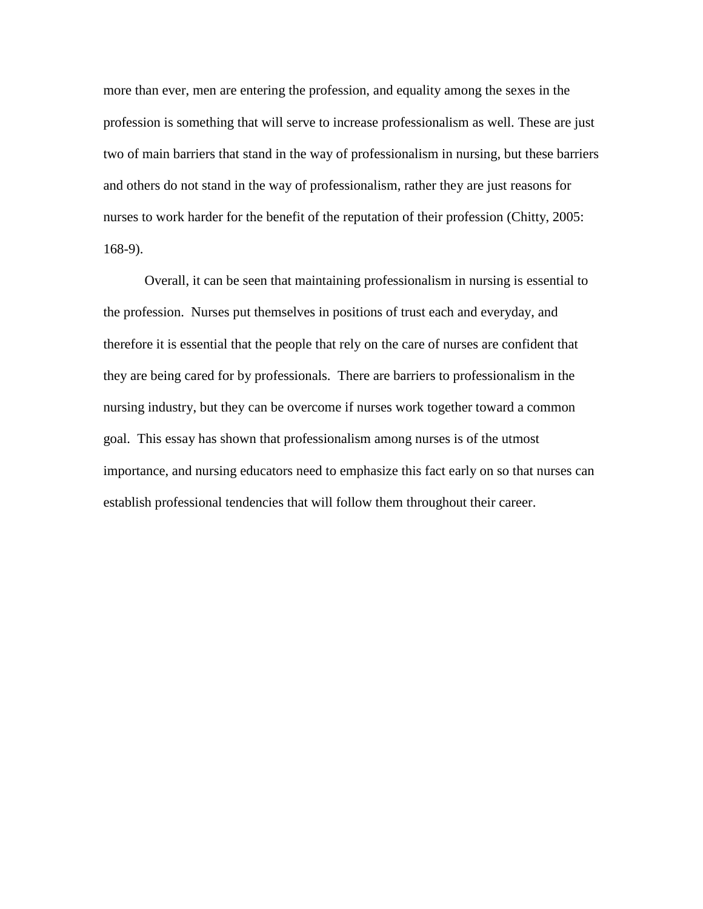more than ever, men are entering the profession, and equality among the sexes in the profession is something that will serve to increase professionalism as well. These are just two of main barriers that stand in the way of professionalism in nursing, but these barriers and others do not stand in the way of professionalism, rather they are just reasons for nurses to work harder for the benefit of the reputation of their profession (Chitty, 2005: 168-9).

Overall, it can be seen that maintaining professionalism in nursing is essential to the profession. Nurses put themselves in positions of trust each and everyday, and therefore it is essential that the people that rely on the care of nurses are confident that they are being cared for by professionals. There are barriers to professionalism in the nursing industry, but they can be overcome if nurses work together toward a common goal. This essay has shown that professionalism among nurses is of the utmost importance, and nursing educators need to emphasize this fact early on so that nurses can establish professional tendencies that will follow them throughout their career.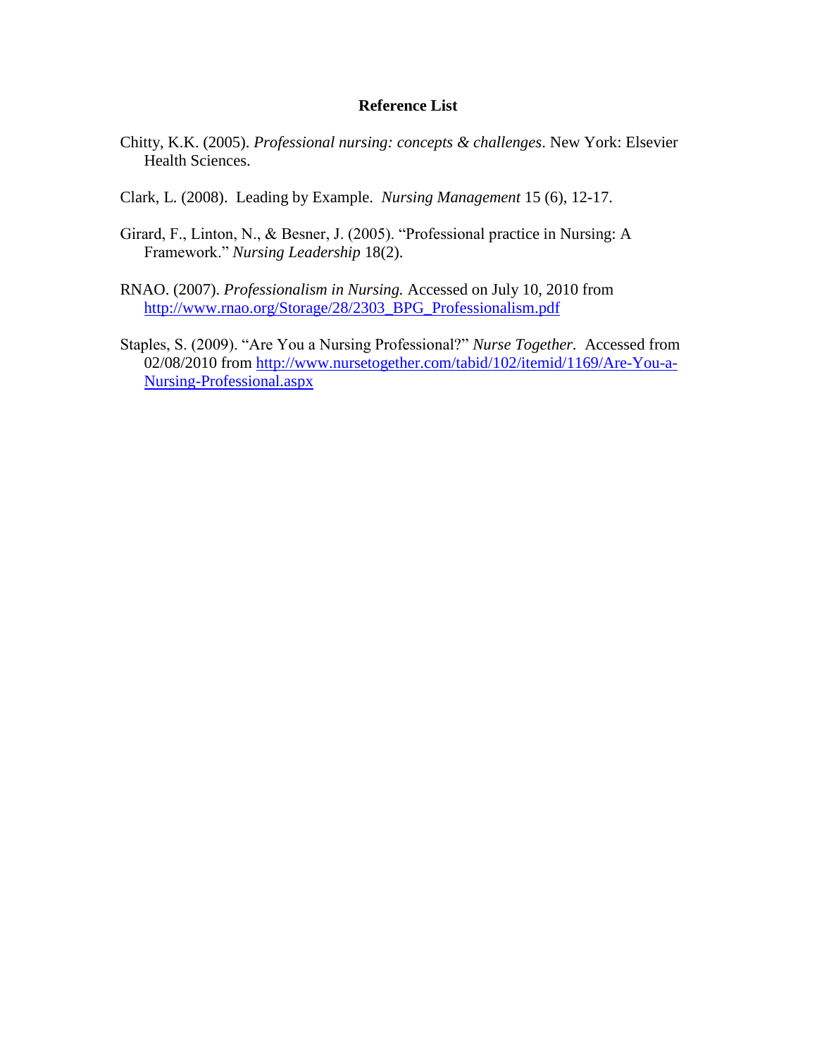**Reference List**

Chitty, K.K. (2005). *Professional nursing: concepts & challenges*. New York: Elsevier Health Sciences.

Clark, L. (2008). Leading by Example. *Nursing Management* 15 (6), 12-17.

Girard, F., Linton, N., & Besner, J. (2005). "Professional practice in Nursing: A Framework." *Nursing Leadership* 18(2).

RNAO. (2007). *Professionalism in Nursing.* Accessed on July 10, 2010 from http://www.rnao.org/Storage/28/2303_BPG_Professionalism.pdf

Staples, S. (2009). "Are You a Nursing Professional?" *Nurse Together.* Accessed from 02/08/2010 from http://www.nursetogether.com/tabid/102/itemid/1169/Are-You-a-Nursing-Professional.aspx